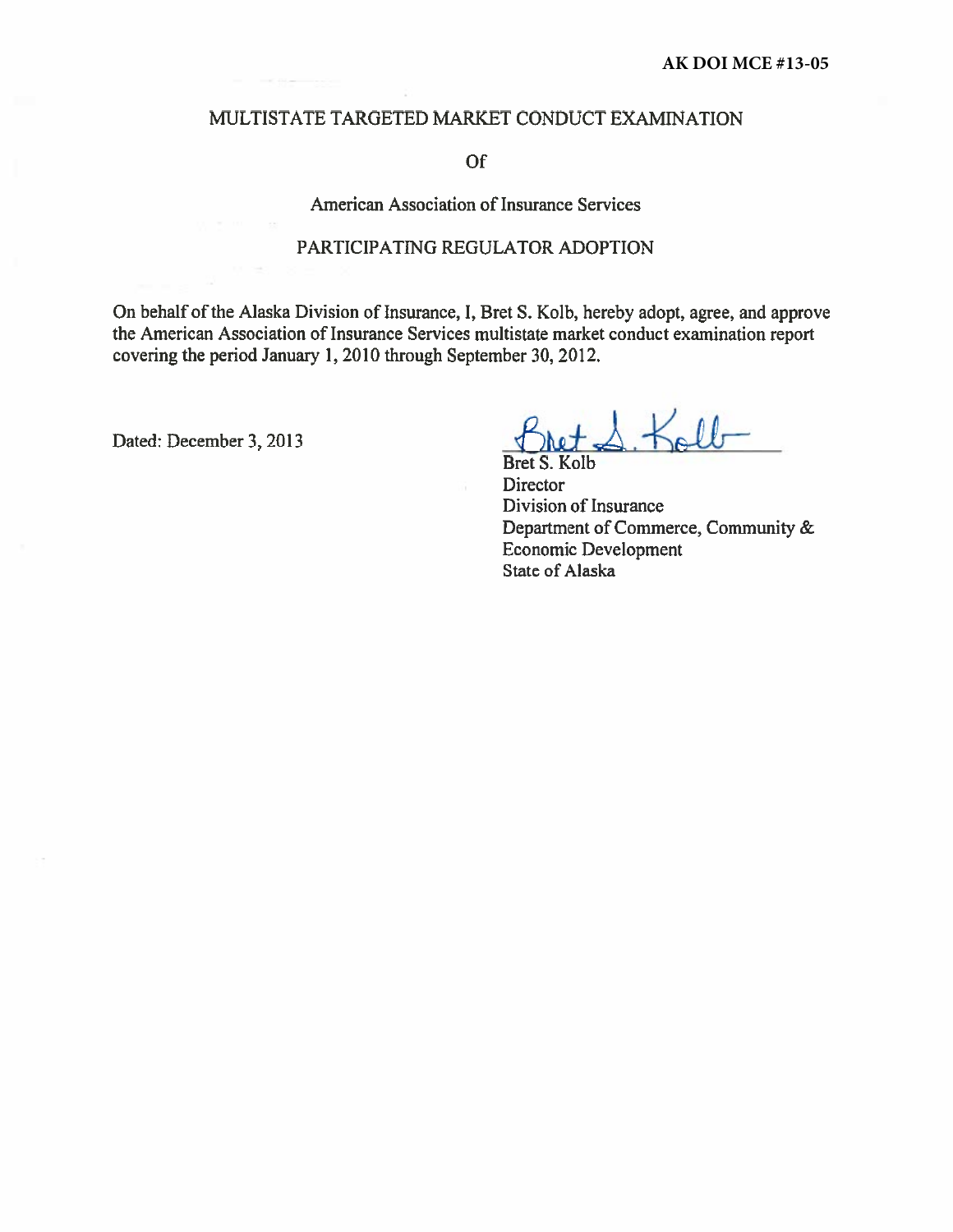**AK DOI MCE #13-05**

MULTISTATE TARGETED MARKET CONDUCT EXAMINATION

Of

American Association of Insurance Services

PARTICIPATING REGULATOR ADOPTION

On behalf of the Alaska Division of Insurance, I, Bret S. Kolb, hereby adopt, agree, and approve the American Association of Insurance Services multistate market conduct examination report covering the period January 1, 2010 through September 30, 2012.

Dated: December 3, 2013

Bret S. Kolb
Director
Division of Insurance
Department of Commerce, Community & Economic Development
State of Alaska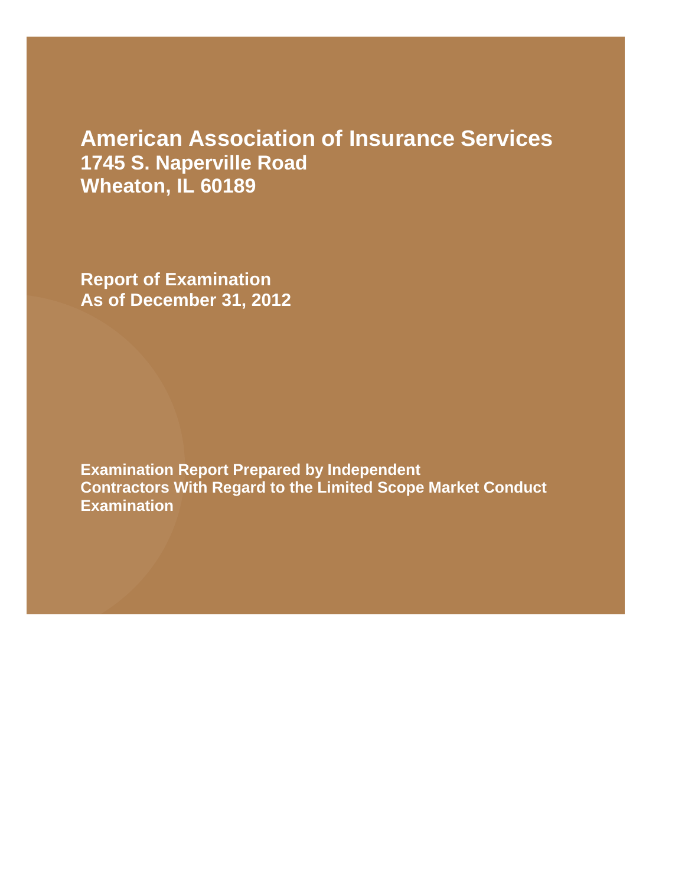# American Association of Insurance Services
## 1745 S. Naperville Road
## Wheaton, IL 60189

**Report of Examination**
**As of December 31, 2012**

**Examination Report Prepared by Independent Contractors With Regard to the Limited Scope Market Conduct Examination**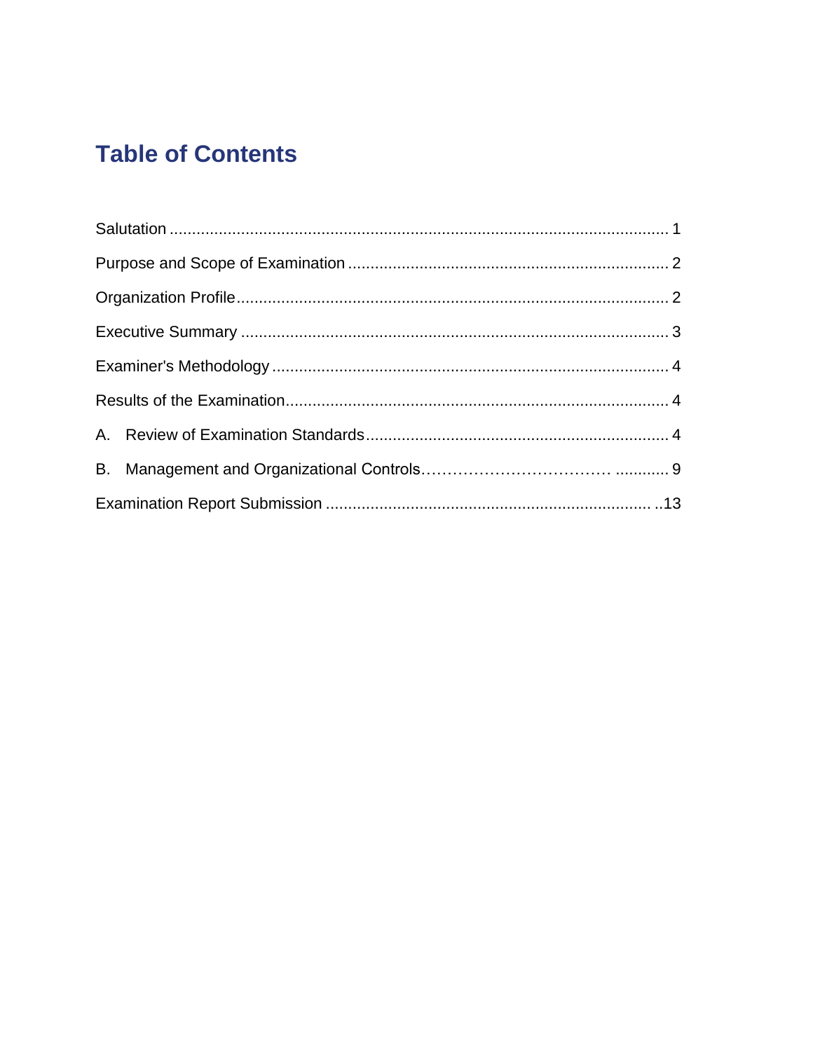# Table of Contents

Salutation ............................................................................................................ 1

Purpose and Scope of Examination ...................................................................... 2

Organization Profile................................................................................................ 2

Executive Summary ............................................................................................... 3

Examiner's Methodology ........................................................................................ 4

Results of the Examination..................................................................................... 4

A. Review of Examination Standards.................................................................... 4

B. Management and Organizational Controls……………………………… ............ 9

Examination Report Submission ........................................................................ ..13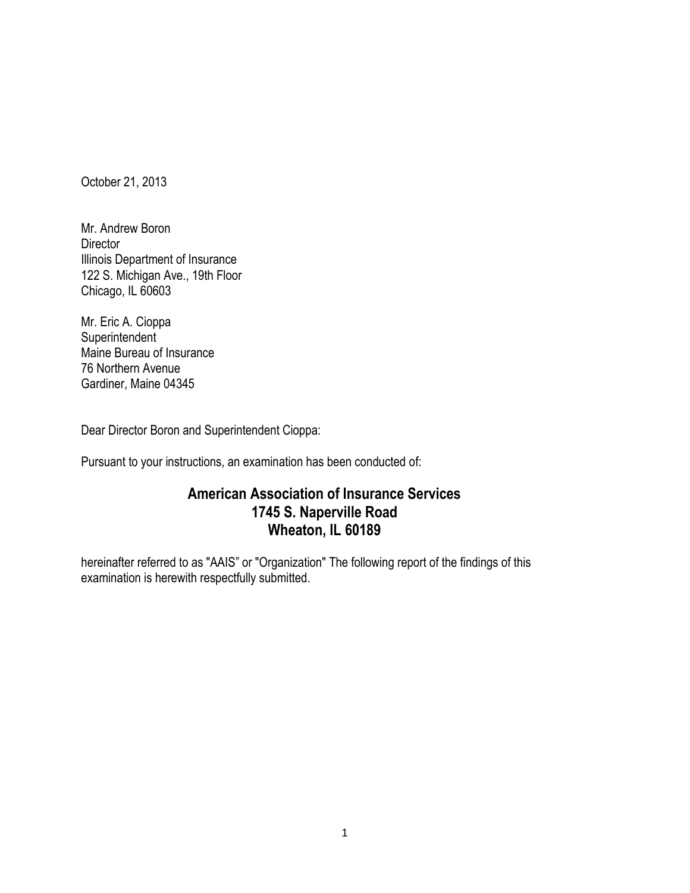October 21, 2013

Mr. Andrew Boron
Director
Illinois Department of Insurance
122 S. Michigan Ave., 19th Floor
Chicago, IL 60603

Mr. Eric A. Cioppa
Superintendent
Maine Bureau of Insurance
76 Northern Avenue
Gardiner, Maine 04345

Dear Director Boron and Superintendent Cioppa:

Pursuant to your instructions, an examination has been conducted of:

**American Association of Insurance Services**
**1745 S. Naperville Road**
**Wheaton, IL 60189**

hereinafter referred to as "AAIS" or "Organization" The following report of the findings of this examination is herewith respectfully submitted.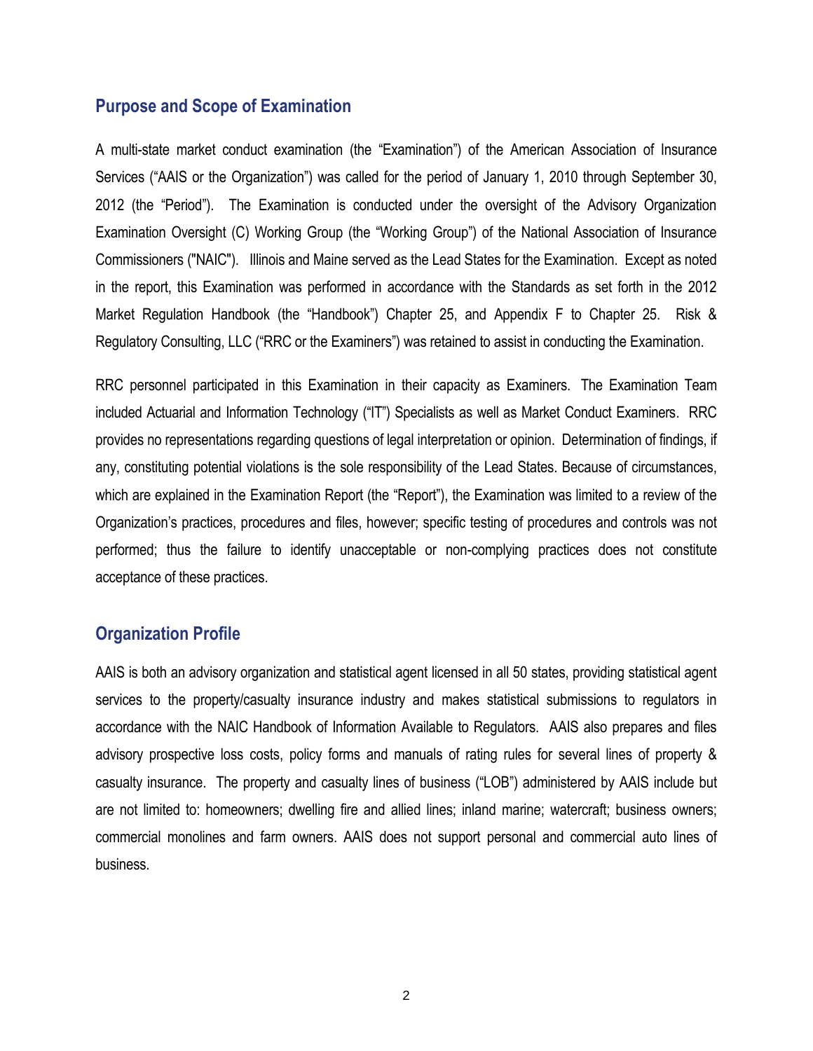## Purpose and Scope of Examination

A multi-state market conduct examination (the "Examination") of the American Association of Insurance Services ("AAIS or the Organization") was called for the period of January 1, 2010 through September 30, 2012 (the "Period"). The Examination is conducted under the oversight of the Advisory Organization Examination Oversight (C) Working Group (the "Working Group") of the National Association of Insurance Commissioners ("NAIC"). Illinois and Maine served as the Lead States for the Examination. Except as noted in the report, this Examination was performed in accordance with the Standards as set forth in the 2012 Market Regulation Handbook (the "Handbook") Chapter 25, and Appendix F to Chapter 25. Risk & Regulatory Consulting, LLC ("RRC or the Examiners") was retained to assist in conducting the Examination.

RRC personnel participated in this Examination in their capacity as Examiners. The Examination Team included Actuarial and Information Technology ("IT") Specialists as well as Market Conduct Examiners. RRC provides no representations regarding questions of legal interpretation or opinion. Determination of findings, if any, constituting potential violations is the sole responsibility of the Lead States. Because of circumstances, which are explained in the Examination Report (the "Report"), the Examination was limited to a review of the Organization's practices, procedures and files, however; specific testing of procedures and controls was not performed; thus the failure to identify unacceptable or non-complying practices does not constitute acceptance of these practices.

## Organization Profile

AAIS is both an advisory organization and statistical agent licensed in all 50 states, providing statistical agent services to the property/casualty insurance industry and makes statistical submissions to regulators in accordance with the NAIC Handbook of Information Available to Regulators. AAIS also prepares and files advisory prospective loss costs, policy forms and manuals of rating rules for several lines of property & casualty insurance. The property and casualty lines of business ("LOB") administered by AAIS include but are not limited to: homeowners; dwelling fire and allied lines; inland marine; watercraft; business owners; commercial monolines and farm owners. AAIS does not support personal and commercial auto lines of business.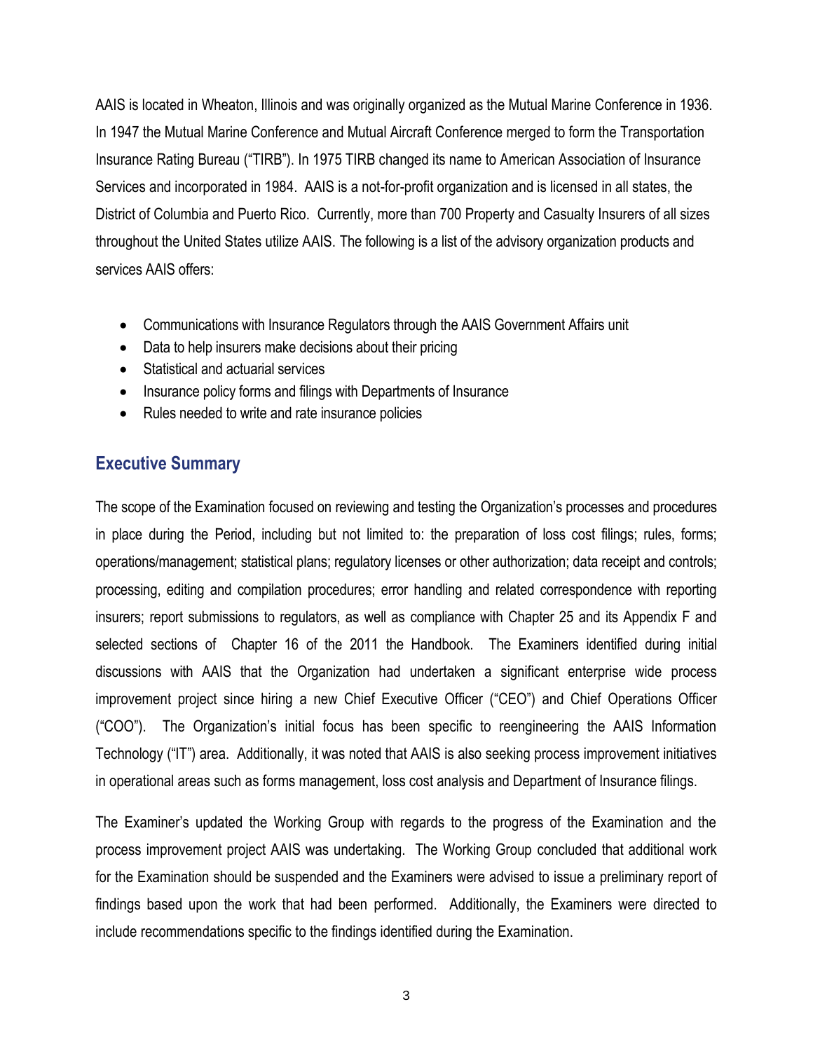AAIS is located in Wheaton, Illinois and was originally organized as the Mutual Marine Conference in 1936. In 1947 the Mutual Marine Conference and Mutual Aircraft Conference merged to form the Transportation Insurance Rating Bureau ("TIRB"). In 1975 TIRB changed its name to American Association of Insurance Services and incorporated in 1984. AAIS is a not-for-profit organization and is licensed in all states, the District of Columbia and Puerto Rico. Currently, more than 700 Property and Casualty Insurers of all sizes throughout the United States utilize AAIS. The following is a list of the advisory organization products and services AAIS offers:

- Communications with Insurance Regulators through the AAIS Government Affairs unit
- Data to help insurers make decisions about their pricing
- Statistical and actuarial services
- Insurance policy forms and filings with Departments of Insurance
- Rules needed to write and rate insurance policies

## Executive Summary

The scope of the Examination focused on reviewing and testing the Organization's processes and procedures in place during the Period, including but not limited to: the preparation of loss cost filings; rules, forms; operations/management; statistical plans; regulatory licenses or other authorization; data receipt and controls; processing, editing and compilation procedures; error handling and related correspondence with reporting insurers; report submissions to regulators, as well as compliance with Chapter 25 and its Appendix F and selected sections of Chapter 16 of the 2011 the Handbook. The Examiners identified during initial discussions with AAIS that the Organization had undertaken a significant enterprise wide process improvement project since hiring a new Chief Executive Officer ("CEO") and Chief Operations Officer ("COO"). The Organization's initial focus has been specific to reengineering the AAIS Information Technology ("IT") area. Additionally, it was noted that AAIS is also seeking process improvement initiatives in operational areas such as forms management, loss cost analysis and Department of Insurance filings.

The Examiner's updated the Working Group with regards to the progress of the Examination and the process improvement project AAIS was undertaking. The Working Group concluded that additional work for the Examination should be suspended and the Examiners were advised to issue a preliminary report of findings based upon the work that had been performed. Additionally, the Examiners were directed to include recommendations specific to the findings identified during the Examination.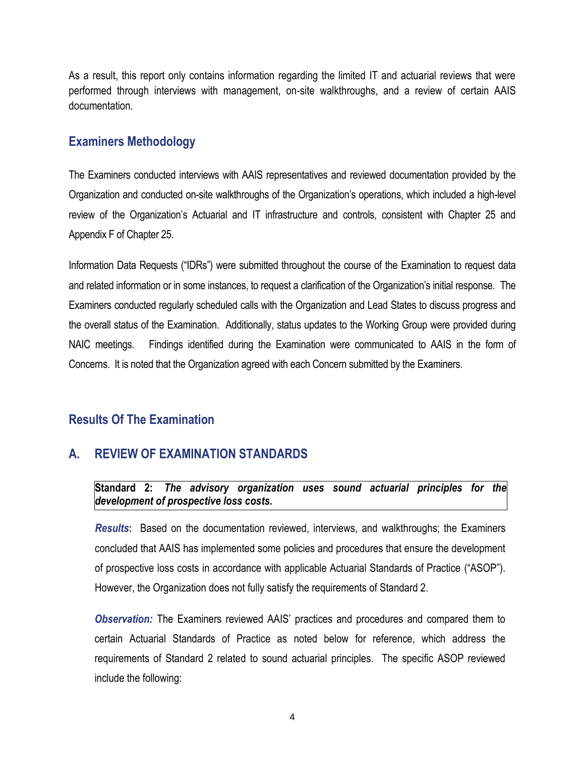As a result, this report only contains information regarding the limited IT and actuarial reviews that were performed through interviews with management, on-site walkthroughs, and a review of certain AAIS documentation.

## Examiners Methodology

The Examiners conducted interviews with AAIS representatives and reviewed documentation provided by the Organization and conducted on-site walkthroughs of the Organization's operations, which included a high-level review of the Organization's Actuarial and IT infrastructure and controls, consistent with Chapter 25 and Appendix F of Chapter 25.

Information Data Requests ("IDRs") were submitted throughout the course of the Examination to request data and related information or in some instances, to request a clarification of the Organization's initial response. The Examiners conducted regularly scheduled calls with the Organization and Lead States to discuss progress and the overall status of the Examination. Additionally, status updates to the Working Group were provided during NAIC meetings. Findings identified during the Examination were communicated to AAIS in the form of Concerns. It is noted that the Organization agreed with each Concern submitted by the Examiners.

## Results Of The Examination

## A. REVIEW OF EXAMINATION STANDARDS

**Standard 2:** ***The advisory organization uses sound actuarial principles for the development of prospective loss costs.***

***Results*****:** Based on the documentation reviewed, interviews, and walkthroughs; the Examiners concluded that AAIS has implemented some policies and procedures that ensure the development of prospective loss costs in accordance with applicable Actuarial Standards of Practice ("ASOP"). However, the Organization does not fully satisfy the requirements of Standard 2.

***Observation:*** The Examiners reviewed AAIS' practices and procedures and compared them to certain Actuarial Standards of Practice as noted below for reference, which address the requirements of Standard 2 related to sound actuarial principles. The specific ASOP reviewed include the following: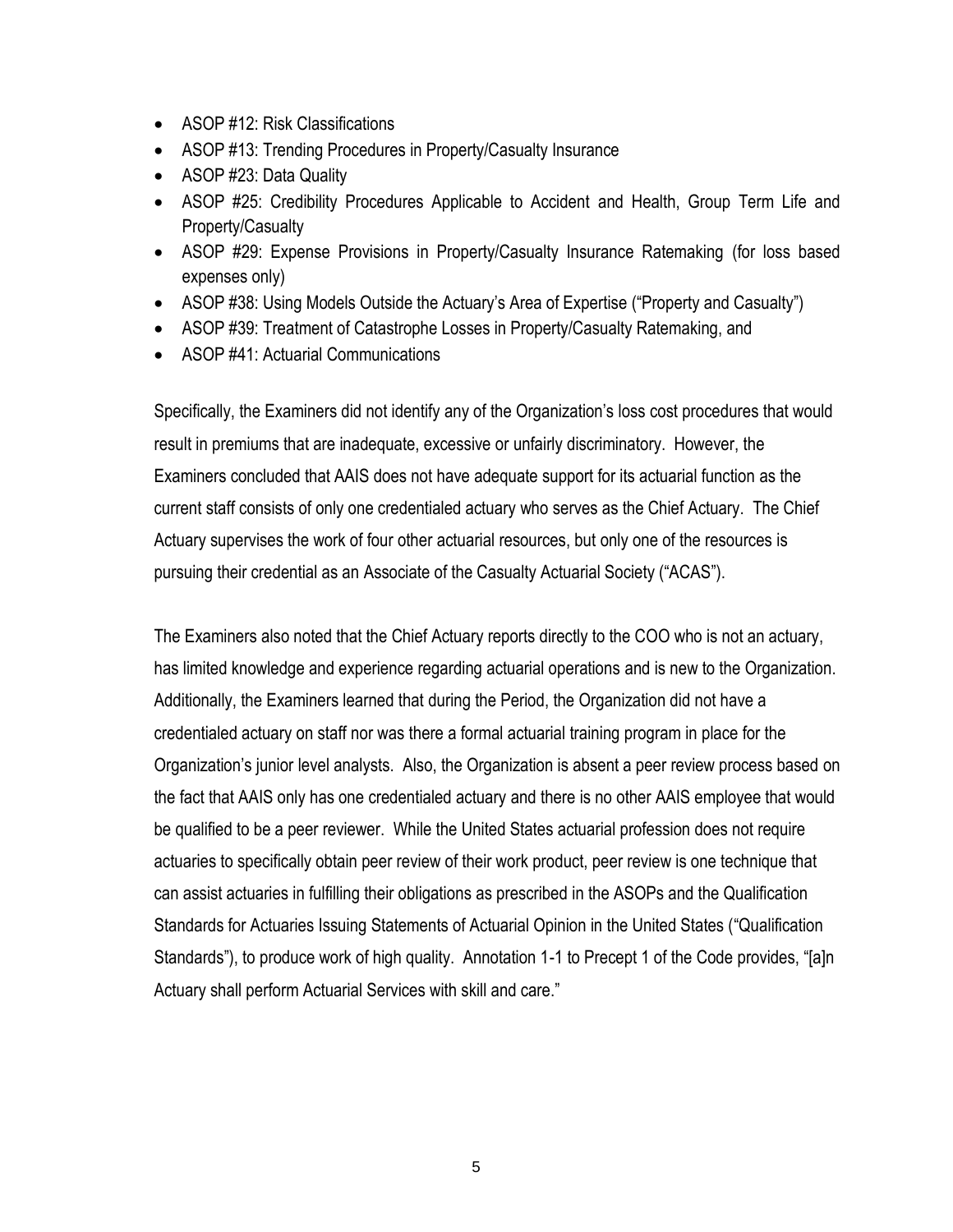- ASOP #12: Risk Classifications
- ASOP #13: Trending Procedures in Property/Casualty Insurance
- ASOP #23: Data Quality
- ASOP #25: Credibility Procedures Applicable to Accident and Health, Group Term Life and Property/Casualty
- ASOP #29: Expense Provisions in Property/Casualty Insurance Ratemaking (for loss based expenses only)
- ASOP #38: Using Models Outside the Actuary's Area of Expertise ("Property and Casualty")
- ASOP #39: Treatment of Catastrophe Losses in Property/Casualty Ratemaking, and
- ASOP #41: Actuarial Communications

Specifically, the Examiners did not identify any of the Organization's loss cost procedures that would result in premiums that are inadequate, excessive or unfairly discriminatory. However, the Examiners concluded that AAIS does not have adequate support for its actuarial function as the current staff consists of only one credentialed actuary who serves as the Chief Actuary. The Chief Actuary supervises the work of four other actuarial resources, but only one of the resources is pursuing their credential as an Associate of the Casualty Actuarial Society ("ACAS").

The Examiners also noted that the Chief Actuary reports directly to the COO who is not an actuary, has limited knowledge and experience regarding actuarial operations and is new to the Organization. Additionally, the Examiners learned that during the Period, the Organization did not have a credentialed actuary on staff nor was there a formal actuarial training program in place for the Organization's junior level analysts. Also, the Organization is absent a peer review process based on the fact that AAIS only has one credentialed actuary and there is no other AAIS employee that would be qualified to be a peer reviewer. While the United States actuarial profession does not require actuaries to specifically obtain peer review of their work product, peer review is one technique that can assist actuaries in fulfilling their obligations as prescribed in the ASOPs and the Qualification Standards for Actuaries Issuing Statements of Actuarial Opinion in the United States ("Qualification Standards"), to produce work of high quality. Annotation 1-1 to Precept 1 of the Code provides, "[a]n Actuary shall perform Actuarial Services with skill and care."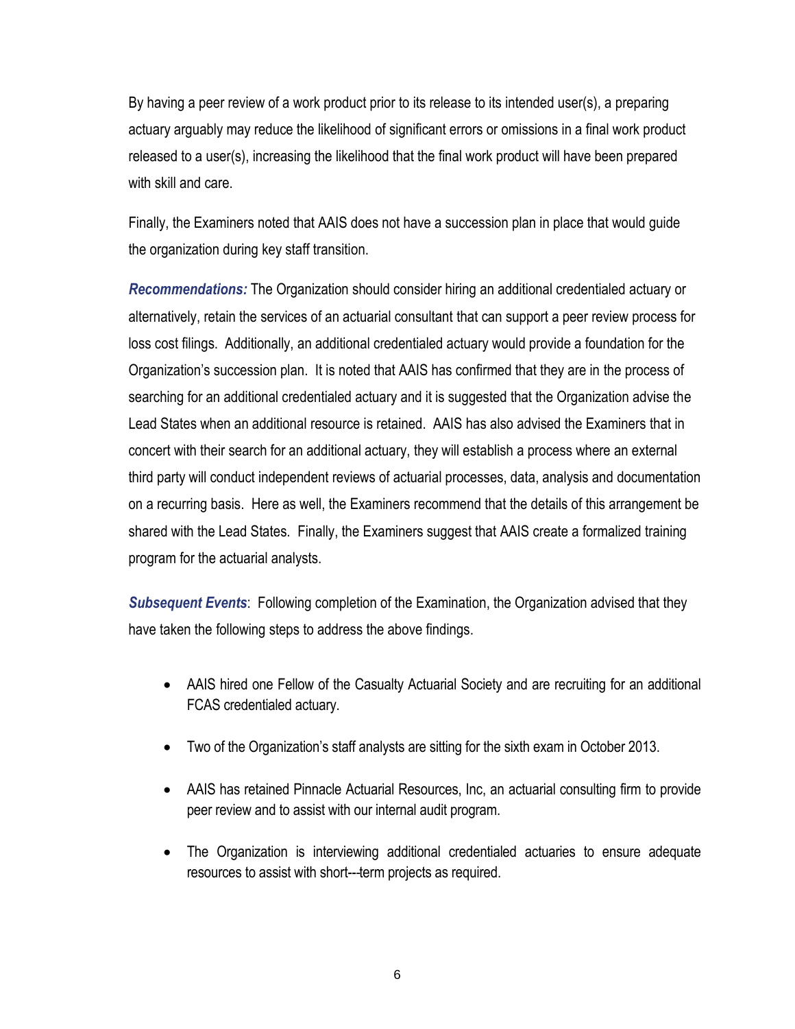By having a peer review of a work product prior to its release to its intended user(s), a preparing actuary arguably may reduce the likelihood of significant errors or omissions in a final work product released to a user(s), increasing the likelihood that the final work product will have been prepared with skill and care.

Finally, the Examiners noted that AAIS does not have a succession plan in place that would guide the organization during key staff transition.

***Recommendations:*** The Organization should consider hiring an additional credentialed actuary or alternatively, retain the services of an actuarial consultant that can support a peer review process for loss cost filings. Additionally, an additional credentialed actuary would provide a foundation for the Organization's succession plan. It is noted that AAIS has confirmed that they are in the process of searching for an additional credentialed actuary and it is suggested that the Organization advise the Lead States when an additional resource is retained. AAIS has also advised the Examiners that in concert with their search for an additional actuary, they will establish a process where an external third party will conduct independent reviews of actuarial processes, data, analysis and documentation on a recurring basis. Here as well, the Examiners recommend that the details of this arrangement be shared with the Lead States. Finally, the Examiners suggest that AAIS create a formalized training program for the actuarial analysts.

***Subsequent Events***: Following completion of the Examination, the Organization advised that they have taken the following steps to address the above findings.

- AAIS hired one Fellow of the Casualty Actuarial Society and are recruiting for an additional FCAS credentialed actuary.
- Two of the Organization's staff analysts are sitting for the sixth exam in October 2013.
- AAIS has retained Pinnacle Actuarial Resources, Inc, an actuarial consulting firm to provide peer review and to assist with our internal audit program.
- The Organization is interviewing additional credentialed actuaries to ensure adequate resources to assist with short---term projects as required.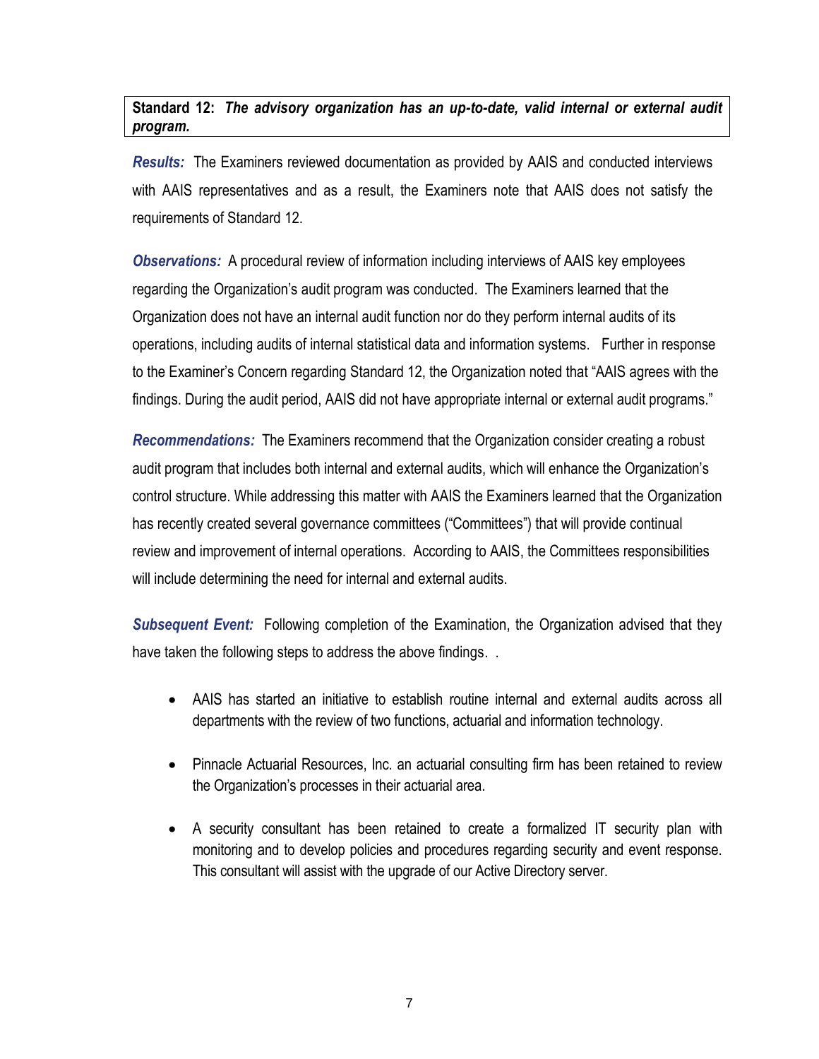**Standard 12:** ***The advisory organization has an up-to-date, valid internal or external audit program.***

***Results:*** The Examiners reviewed documentation as provided by AAIS and conducted interviews with AAIS representatives and as a result, the Examiners note that AAIS does not satisfy the requirements of Standard 12.

***Observations:*** A procedural review of information including interviews of AAIS key employees regarding the Organization's audit program was conducted. The Examiners learned that the Organization does not have an internal audit function nor do they perform internal audits of its operations, including audits of internal statistical data and information systems. Further in response to the Examiner's Concern regarding Standard 12, the Organization noted that "AAIS agrees with the findings. During the audit period, AAIS did not have appropriate internal or external audit programs."

***Recommendations:*** The Examiners recommend that the Organization consider creating a robust audit program that includes both internal and external audits, which will enhance the Organization's control structure. While addressing this matter with AAIS the Examiners learned that the Organization has recently created several governance committees ("Committees") that will provide continual review and improvement of internal operations. According to AAIS, the Committees responsibilities will include determining the need for internal and external audits.

***Subsequent Event:*** Following completion of the Examination, the Organization advised that they have taken the following steps to address the above findings. .

- AAIS has started an initiative to establish routine internal and external audits across all departments with the review of two functions, actuarial and information technology.
- Pinnacle Actuarial Resources, Inc. an actuarial consulting firm has been retained to review the Organization's processes in their actuarial area.
- A security consultant has been retained to create a formalized IT security plan with monitoring and to develop policies and procedures regarding security and event response. This consultant will assist with the upgrade of our Active Directory server.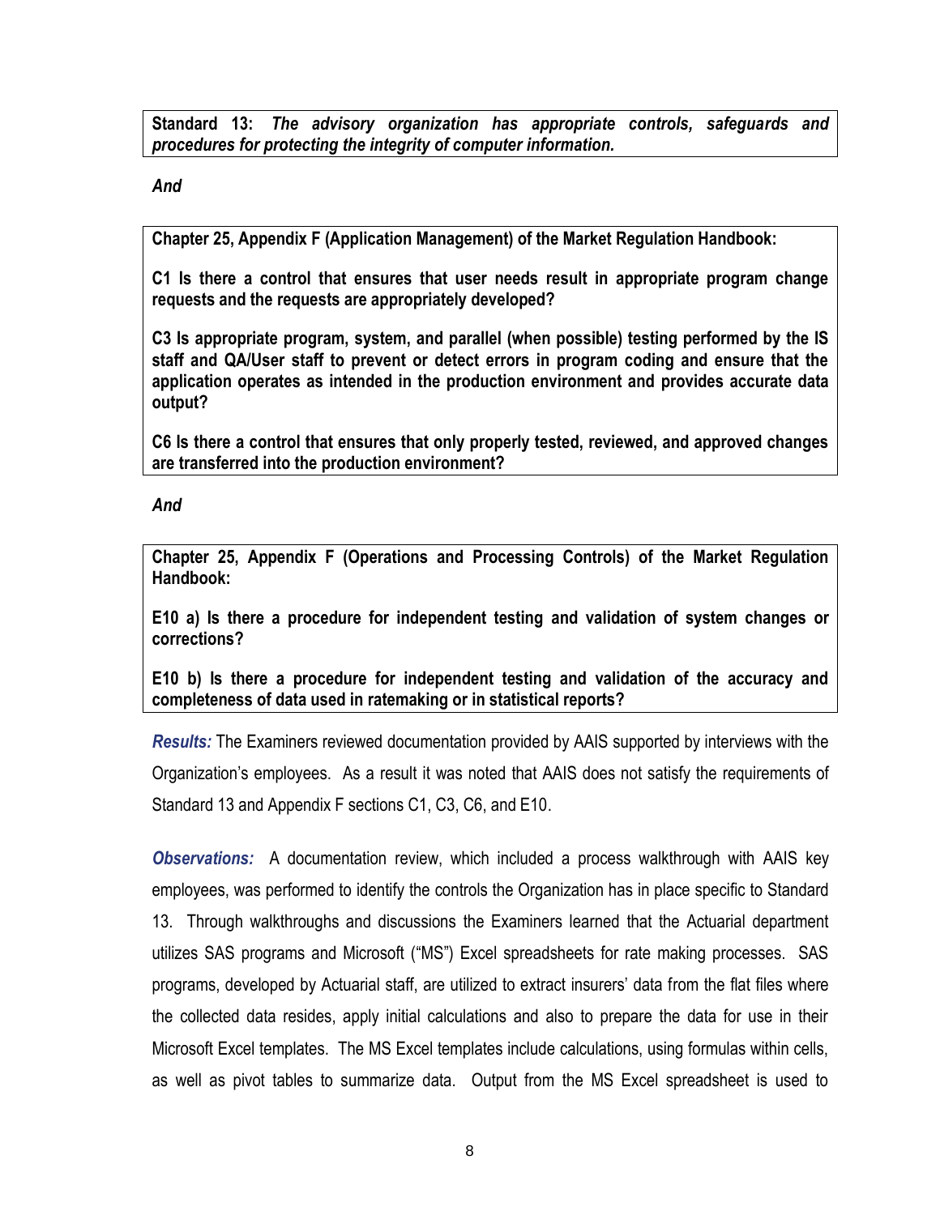**Standard 13:** ***The advisory organization has appropriate controls, safeguards and procedures for protecting the integrity of computer information.***

***And***

**Chapter 25, Appendix F (Application Management) of the Market Regulation Handbook:**

**C1 Is there a control that ensures that user needs result in appropriate program change requests and the requests are appropriately developed?**

**C3 Is appropriate program, system, and parallel (when possible) testing performed by the IS staff and QA/User staff to prevent or detect errors in program coding and ensure that the application operates as intended in the production environment and provides accurate data output?**

**C6 Is there a control that ensures that only properly tested, reviewed, and approved changes are transferred into the production environment?**

***And***

**Chapter 25, Appendix F (Operations and Processing Controls) of the Market Regulation Handbook:**

**E10 a) Is there a procedure for independent testing and validation of system changes or corrections?**

**E10 b) Is there a procedure for independent testing and validation of the accuracy and completeness of data used in ratemaking or in statistical reports?**

***Results:*** The Examiners reviewed documentation provided by AAIS supported by interviews with the Organization's employees. As a result it was noted that AAIS does not satisfy the requirements of Standard 13 and Appendix F sections C1, C3, C6, and E10.

***Observations:*** A documentation review, which included a process walkthrough with AAIS key employees, was performed to identify the controls the Organization has in place specific to Standard 13. Through walkthroughs and discussions the Examiners learned that the Actuarial department utilizes SAS programs and Microsoft ("MS") Excel spreadsheets for rate making processes. SAS programs, developed by Actuarial staff, are utilized to extract insurers' data from the flat files where the collected data resides, apply initial calculations and also to prepare the data for use in their Microsoft Excel templates. The MS Excel templates include calculations, using formulas within cells, as well as pivot tables to summarize data. Output from the MS Excel spreadsheet is used to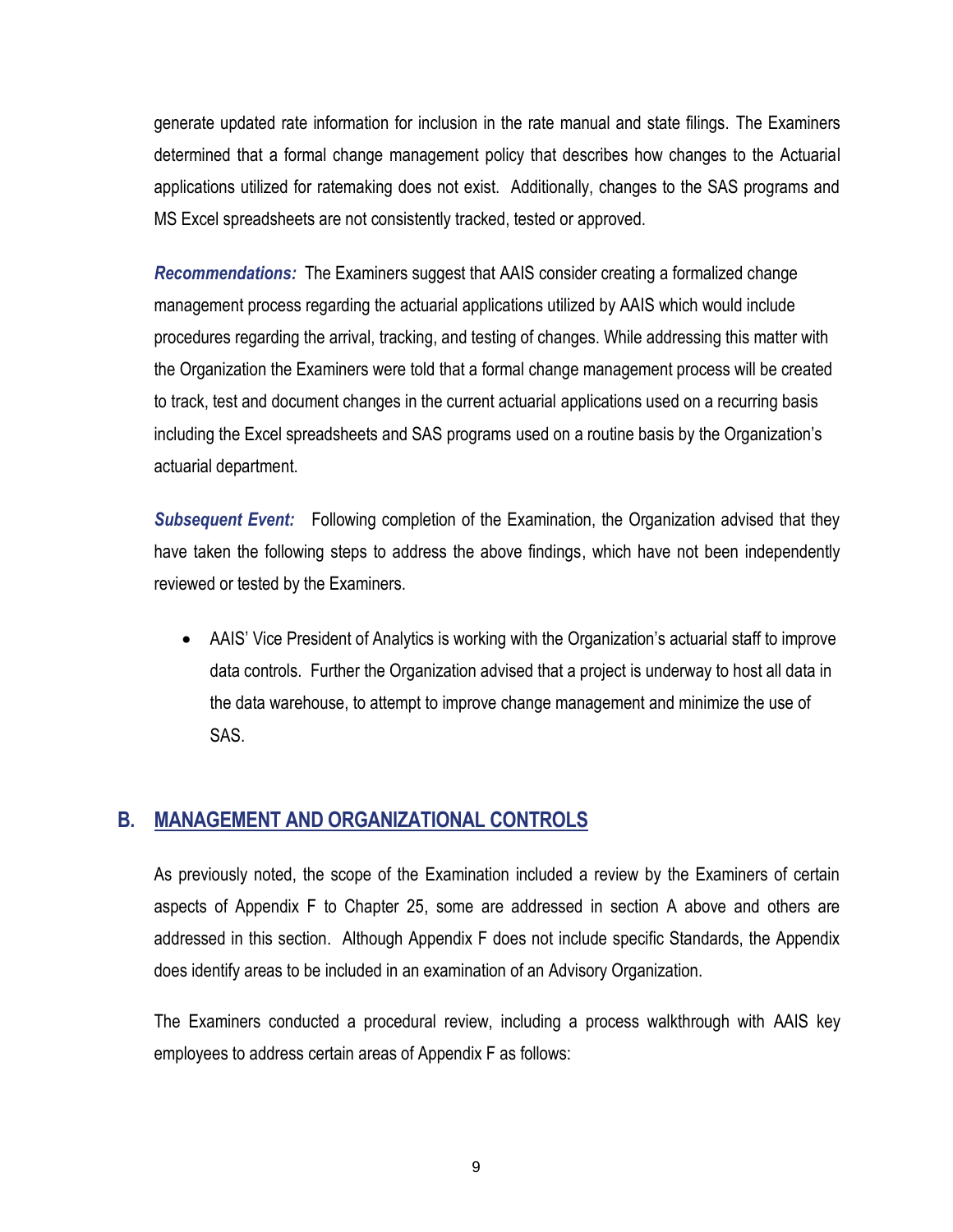generate updated rate information for inclusion in the rate manual and state filings. The Examiners determined that a formal change management policy that describes how changes to the Actuarial applications utilized for ratemaking does not exist. Additionally, changes to the SAS programs and MS Excel spreadsheets are not consistently tracked, tested or approved.

***Recommendations:*** The Examiners suggest that AAIS consider creating a formalized change management process regarding the actuarial applications utilized by AAIS which would include procedures regarding the arrival, tracking, and testing of changes. While addressing this matter with the Organization the Examiners were told that a formal change management process will be created to track, test and document changes in the current actuarial applications used on a recurring basis including the Excel spreadsheets and SAS programs used on a routine basis by the Organization's actuarial department.

***Subsequent Event:*** Following completion of the Examination, the Organization advised that they have taken the following steps to address the above findings, which have not been independently reviewed or tested by the Examiners.

- AAIS' Vice President of Analytics is working with the Organization's actuarial staff to improve data controls. Further the Organization advised that a project is underway to host all data in the data warehouse, to attempt to improve change management and minimize the use of SAS.

## B. MANAGEMENT AND ORGANIZATIONAL CONTROLS

As previously noted, the scope of the Examination included a review by the Examiners of certain aspects of Appendix F to Chapter 25, some are addressed in section A above and others are addressed in this section. Although Appendix F does not include specific Standards, the Appendix does identify areas to be included in an examination of an Advisory Organization.

The Examiners conducted a procedural review, including a process walkthrough with AAIS key employees to address certain areas of Appendix F as follows: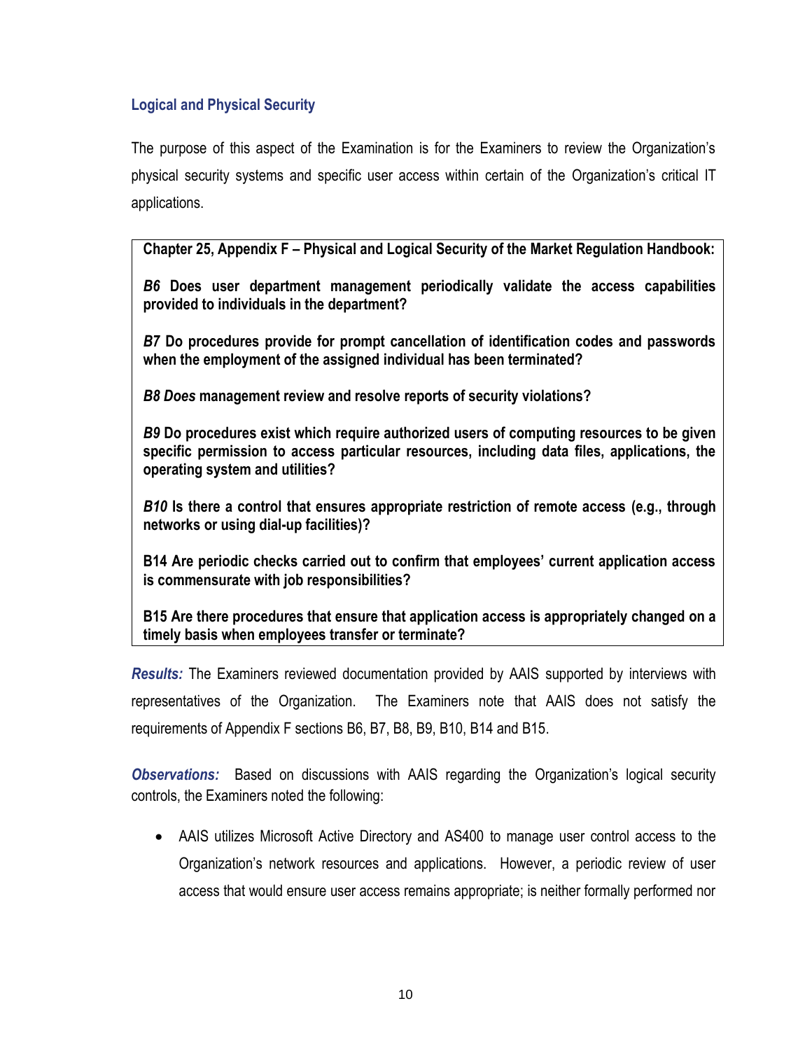### Logical and Physical Security

The purpose of this aspect of the Examination is for the Examiners to review the Organization's physical security systems and specific user access within certain of the Organization's critical IT applications.

> **Chapter 25, Appendix F – Physical and Logical Security of the Market Regulation Handbook:**
>
> ***B6*** **Does user department management periodically validate the access capabilities provided to individuals in the department?**
>
> ***B7*** **Do procedures provide for prompt cancellation of identification codes and passwords when the employment of the assigned individual has been terminated?**
>
> ***B8 Does*** **management review and resolve reports of security violations?**
>
> ***B9*** **Do procedures exist which require authorized users of computing resources to be given specific permission to access particular resources, including data files, applications, the operating system and utilities?**
>
> ***B10*** **Is there a control that ensures appropriate restriction of remote access (e.g., through networks or using dial-up facilities)?**
>
> **B14 Are periodic checks carried out to confirm that employees' current application access is commensurate with job responsibilities?**
>
> **B15 Are there procedures that ensure that application access is appropriately changed on a timely basis when employees transfer or terminate?**

***Results:*** The Examiners reviewed documentation provided by AAIS supported by interviews with representatives of the Organization. The Examiners note that AAIS does not satisfy the requirements of Appendix F sections B6, B7, B8, B9, B10, B14 and B15.

***Observations:*** Based on discussions with AAIS regarding the Organization's logical security controls, the Examiners noted the following:

- AAIS utilizes Microsoft Active Directory and AS400 to manage user control access to the Organization's network resources and applications. However, a periodic review of user access that would ensure user access remains appropriate; is neither formally performed nor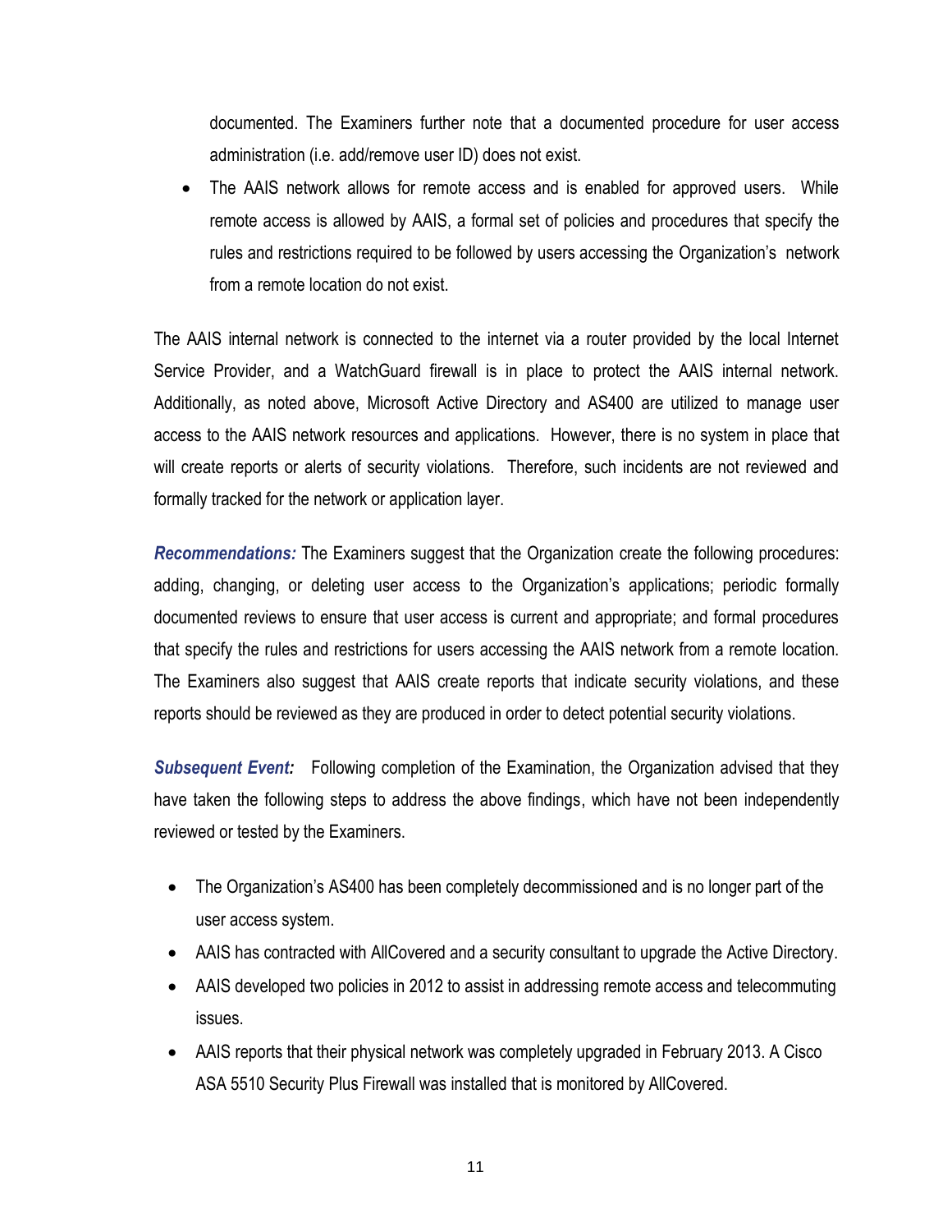documented. The Examiners further note that a documented procedure for user access administration (i.e. add/remove user ID) does not exist.

- The AAIS network allows for remote access and is enabled for approved users. While remote access is allowed by AAIS, a formal set of policies and procedures that specify the rules and restrictions required to be followed by users accessing the Organization's network from a remote location do not exist.

The AAIS internal network is connected to the internet via a router provided by the local Internet Service Provider, and a WatchGuard firewall is in place to protect the AAIS internal network. Additionally, as noted above, Microsoft Active Directory and AS400 are utilized to manage user access to the AAIS network resources and applications. However, there is no system in place that will create reports or alerts of security violations. Therefore, such incidents are not reviewed and formally tracked for the network or application layer.

***Recommendations:*** The Examiners suggest that the Organization create the following procedures: adding, changing, or deleting user access to the Organization's applications; periodic formally documented reviews to ensure that user access is current and appropriate; and formal procedures that specify the rules and restrictions for users accessing the AAIS network from a remote location. The Examiners also suggest that AAIS create reports that indicate security violations, and these reports should be reviewed as they are produced in order to detect potential security violations.

***Subsequent Event:*** Following completion of the Examination, the Organization advised that they have taken the following steps to address the above findings, which have not been independently reviewed or tested by the Examiners.

- The Organization's AS400 has been completely decommissioned and is no longer part of the user access system.
- AAIS has contracted with AllCovered and a security consultant to upgrade the Active Directory.
- AAIS developed two policies in 2012 to assist in addressing remote access and telecommuting issues.
- AAIS reports that their physical network was completely upgraded in February 2013. A Cisco ASA 5510 Security Plus Firewall was installed that is monitored by AllCovered.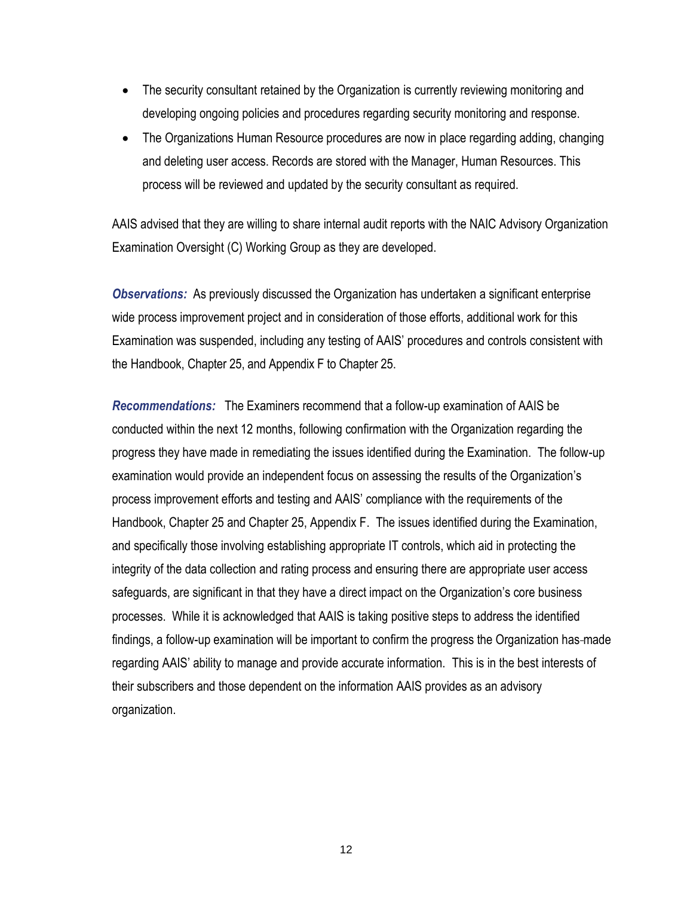- The security consultant retained by the Organization is currently reviewing monitoring and developing ongoing policies and procedures regarding security monitoring and response.
- The Organizations Human Resource procedures are now in place regarding adding, changing and deleting user access. Records are stored with the Manager, Human Resources. This process will be reviewed and updated by the security consultant as required.

AAIS advised that they are willing to share internal audit reports with the NAIC Advisory Organization Examination Oversight (C) Working Group as they are developed.

***Observations:*** As previously discussed the Organization has undertaken a significant enterprise wide process improvement project and in consideration of those efforts, additional work for this Examination was suspended, including any testing of AAIS' procedures and controls consistent with the Handbook, Chapter 25, and Appendix F to Chapter 25.

***Recommendations:*** The Examiners recommend that a follow-up examination of AAIS be conducted within the next 12 months, following confirmation with the Organization regarding the progress they have made in remediating the issues identified during the Examination. The follow-up examination would provide an independent focus on assessing the results of the Organization's process improvement efforts and testing and AAIS' compliance with the requirements of the Handbook, Chapter 25 and Chapter 25, Appendix F. The issues identified during the Examination, and specifically those involving establishing appropriate IT controls, which aid in protecting the integrity of the data collection and rating process and ensuring there are appropriate user access safeguards, are significant in that they have a direct impact on the Organization's core business processes. While it is acknowledged that AAIS is taking positive steps to address the identified findings, a follow-up examination will be important to confirm the progress the Organization has made regarding AAIS' ability to manage and provide accurate information. This is in the best interests of their subscribers and those dependent on the information AAIS provides as an advisory organization.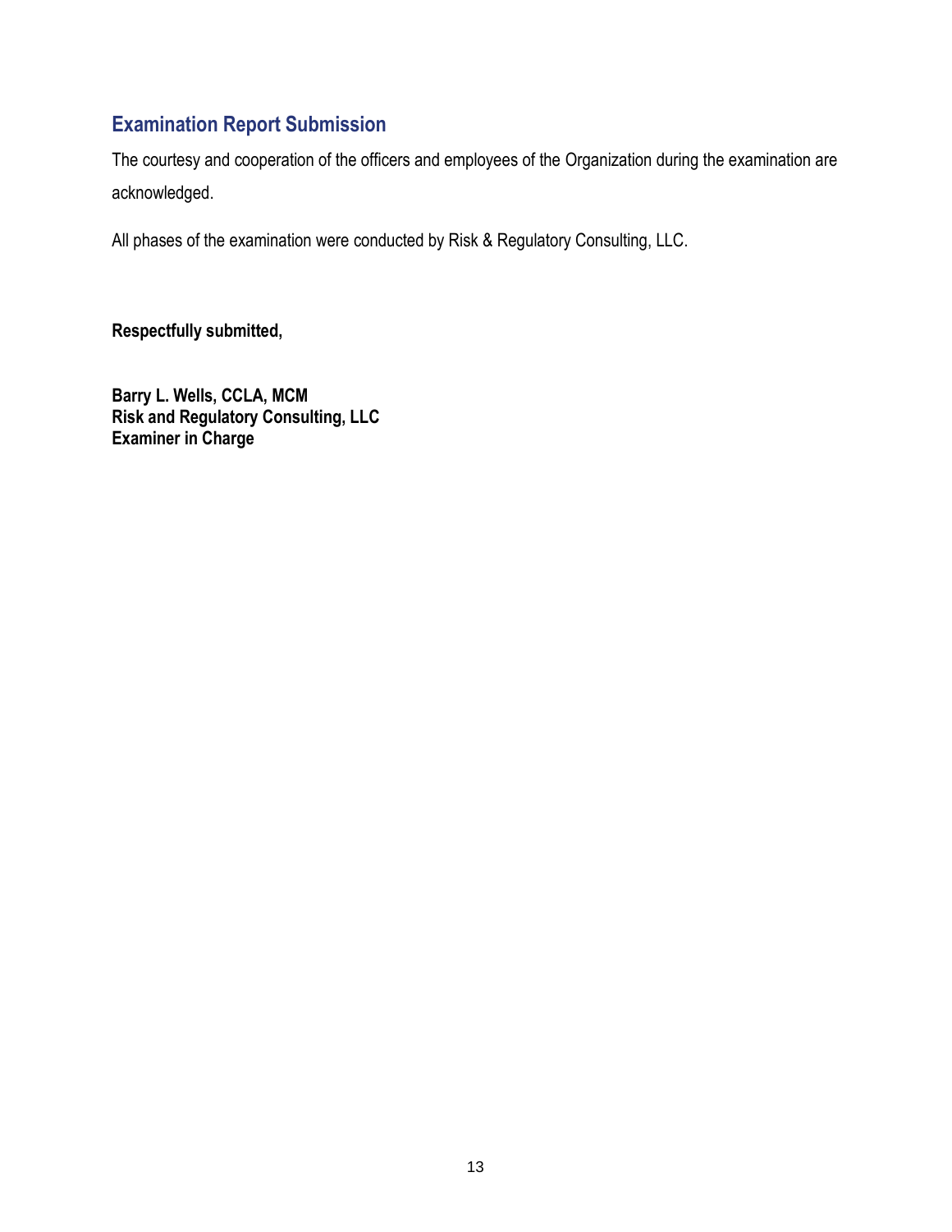## Examination Report Submission

The courtesy and cooperation of the officers and employees of the Organization during the examination are acknowledged.

All phases of the examination were conducted by Risk & Regulatory Consulting, LLC.

**Respectfully submitted,**

**Barry L. Wells, CCLA, MCM**
**Risk and Regulatory Consulting, LLC**
**Examiner in Charge**